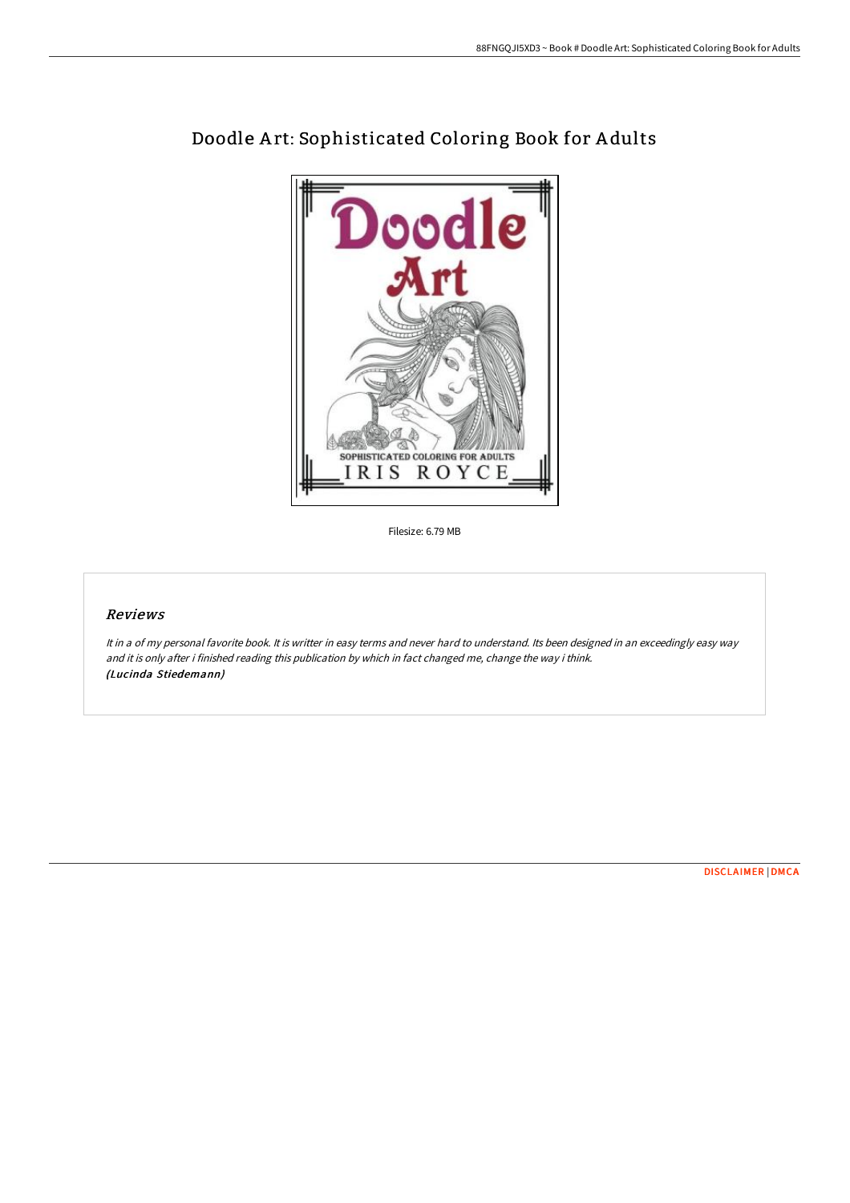# Doodle Art: Sophisticated Coloring Book for Adults

Filesize: 6.79 MB

## *Reviews*

*It in a of my personal favorite book. It is writter in easy terms and never hard to understand. Its been designed in an exceedingly easy way and it is only after i finished reading this publication by which in fact changed me, change the way i think.*
***(Lucinda Stiedemann)***

DISCLAIMER | DMCA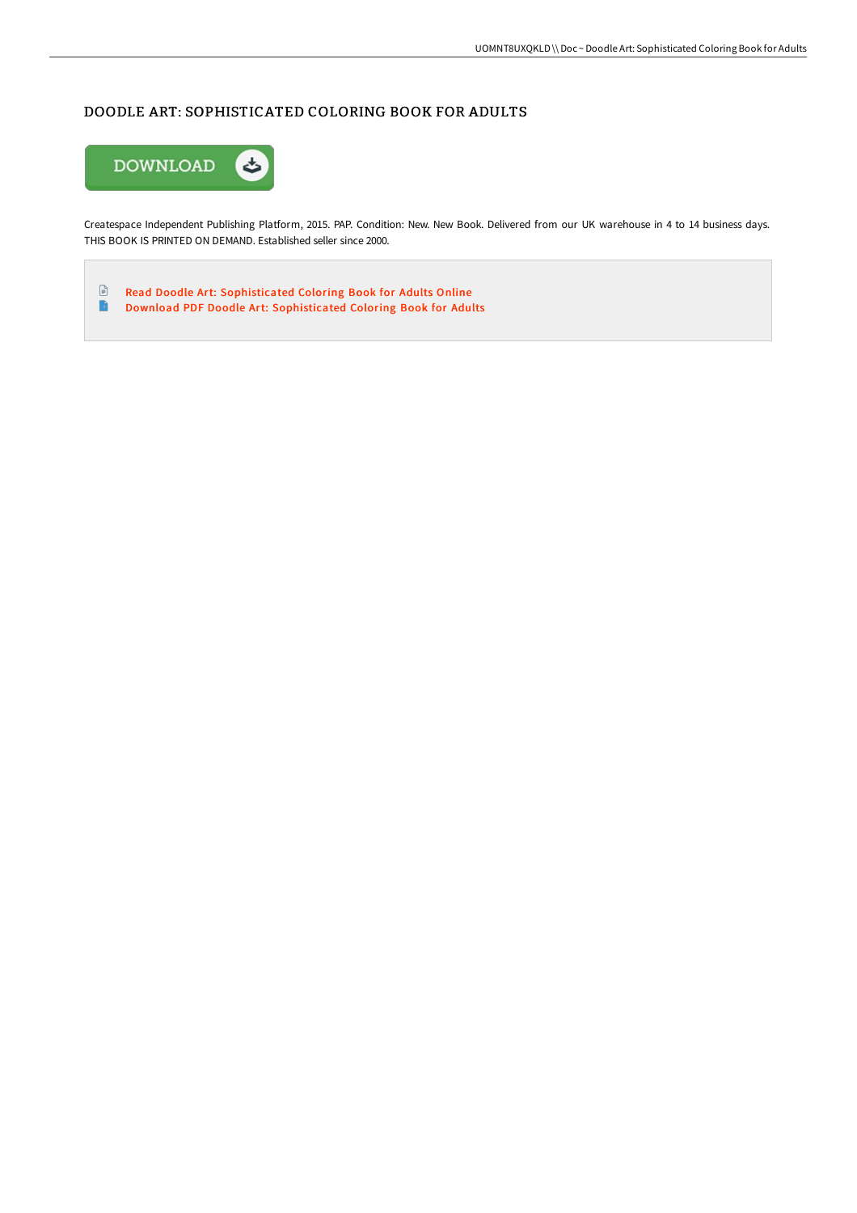# DOODLE ART: SOPHISTICATED COLORING BOOK FOR ADULTS

Createspace Independent Publishing Platform, 2015. PAP. Condition: New. New Book. Delivered from our UK warehouse in 4 to 14 business days. THIS BOOK IS PRINTED ON DEMAND. Established seller since 2000.

- Read Doodle Art: Sophisticated Coloring Book for Adults Online
- Download PDF Doodle Art: Sophisticated Coloring Book for Adults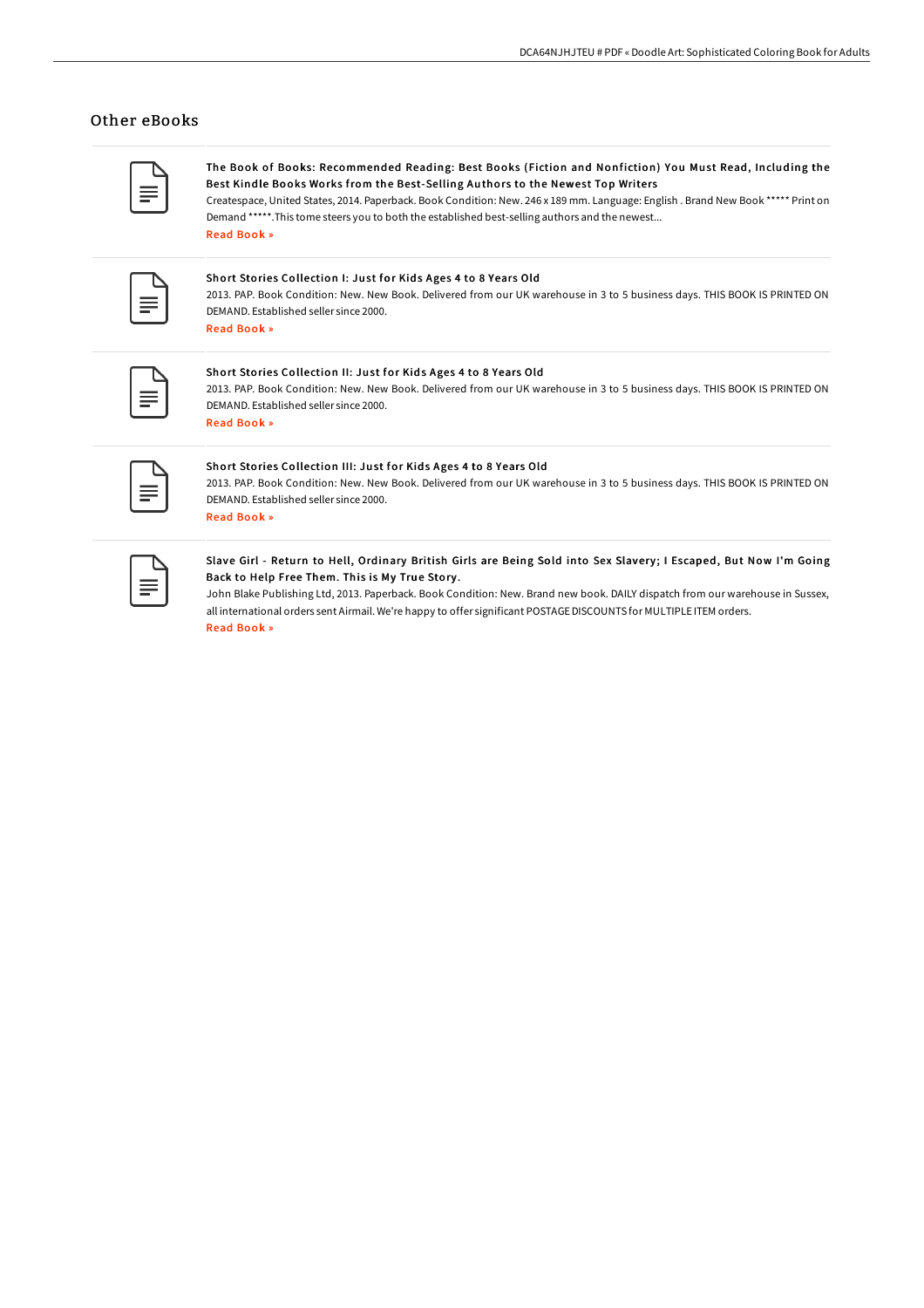## Other eBooks

**The Book of Books: Recommended Reading: Best Books (Fiction and Nonfiction) You Must Read, Including the Best Kindle Books Works from the Best-Selling Authors to the Newest Top Writers**

Createspace, United States, 2014. Paperback. Book Condition: New. 246 x 189 mm. Language: English . Brand New Book ***** Print on Demand *****.This tome steers you to both the established best-selling authors and the newest...

Read Book »

**Short Stories Collection I: Just for Kids Ages 4 to 8 Years Old**

2013. PAP. Book Condition: New. New Book. Delivered from our UK warehouse in 3 to 5 business days. THIS BOOK IS PRINTED ON DEMAND. Established seller since 2000.

Read Book »

**Short Stories Collection II: Just for Kids Ages 4 to 8 Years Old**

2013. PAP. Book Condition: New. New Book. Delivered from our UK warehouse in 3 to 5 business days. THIS BOOK IS PRINTED ON DEMAND. Established seller since 2000.

Read Book »

**Short Stories Collection III: Just for Kids Ages 4 to 8 Years Old**

2013. PAP. Book Condition: New. New Book. Delivered from our UK warehouse in 3 to 5 business days. THIS BOOK IS PRINTED ON DEMAND. Established seller since 2000.

Read Book »

**Slave Girl - Return to Hell, Ordinary British Girls are Being Sold into Sex Slavery; I Escaped, But Now I'm Going Back to Help Free Them. This is My True Story.**

John Blake Publishing Ltd, 2013. Paperback. Book Condition: New. Brand new book. DAILY dispatch from our warehouse in Sussex, all international orders sent Airmail. We're happy to offer significant POSTAGE DISCOUNTS for MULTIPLE ITEM orders.

Read Book »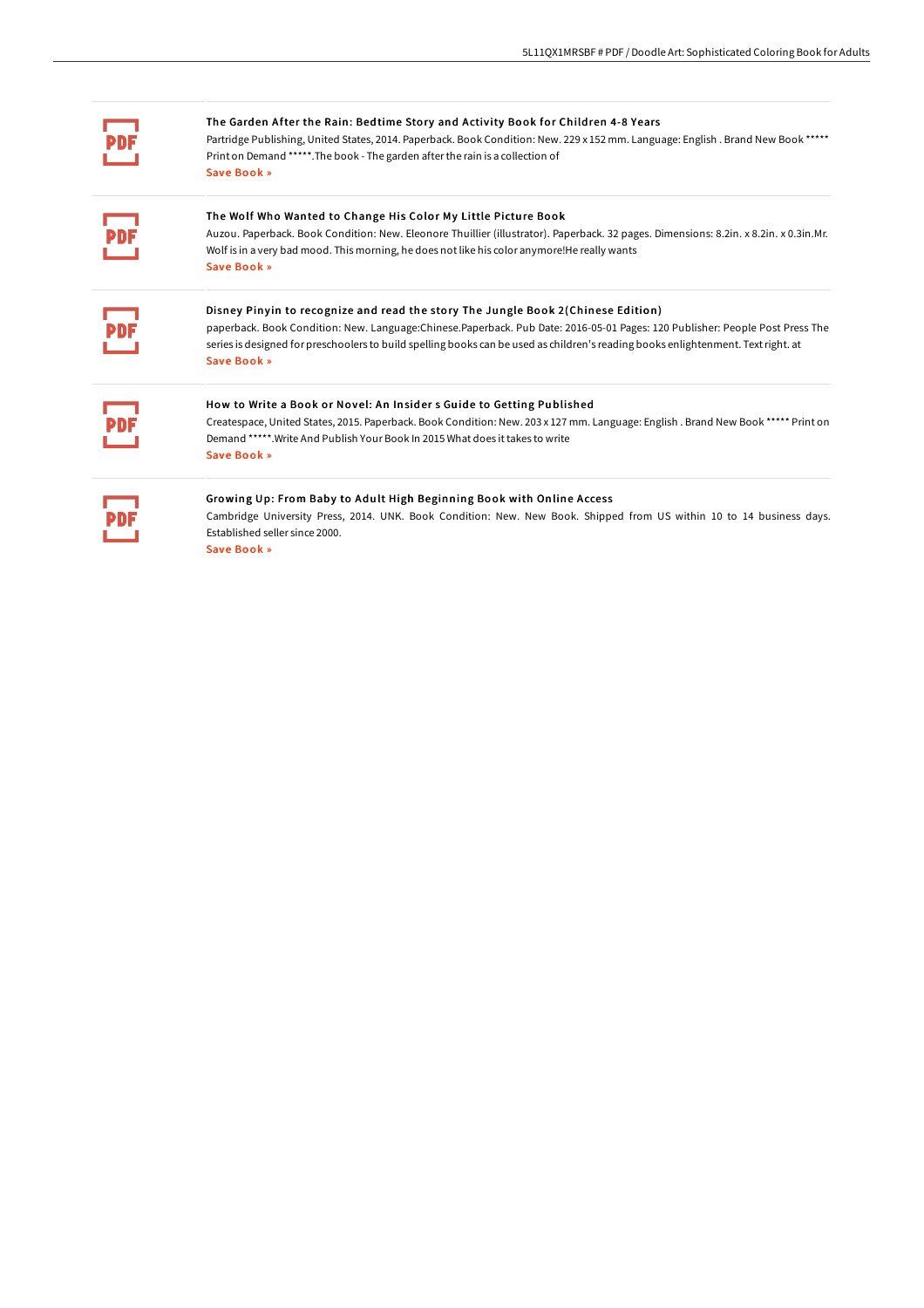### The Garden After the Rain: Bedtime Story and Activity Book for Children 4-8 Years

Partridge Publishing, United States, 2014. Paperback. Book Condition: New. 229 x 152 mm. Language: English . Brand New Book ***** Print on Demand *****.The book - The garden after the rain is a collection of

Save Book »

### The Wolf Who Wanted to Change His Color My Little Picture Book

Auzou. Paperback. Book Condition: New. Eleonore Thuillier (illustrator). Paperback. 32 pages. Dimensions: 8.2in. x 8.2in. x 0.3in.Mr. Wolf is in a very bad mood. This morning, he does not like his color anymore!He really wants

Save Book »

### Disney Pinyin to recognize and read the story The Jungle Book 2(Chinese Edition)

paperback. Book Condition: New. Language:Chinese.Paperback. Pub Date: 2016-05-01 Pages: 120 Publisher: People Post Press The series is designed for preschoolers to build spelling books can be used as children's reading books enlightenment. Text right. at

Save Book »

### How to Write a Book or Novel: An Insider s Guide to Getting Published

Createspace, United States, 2015. Paperback. Book Condition: New. 203 x 127 mm. Language: English . Brand New Book ***** Print on Demand *****.Write And Publish Your Book In 2015 What does it takes to write

Save Book »

### Growing Up: From Baby to Adult High Beginning Book with Online Access

Cambridge University Press, 2014. UNK. Book Condition: New. New Book. Shipped from US within 10 to 14 business days. Established seller since 2000.

Save Book »